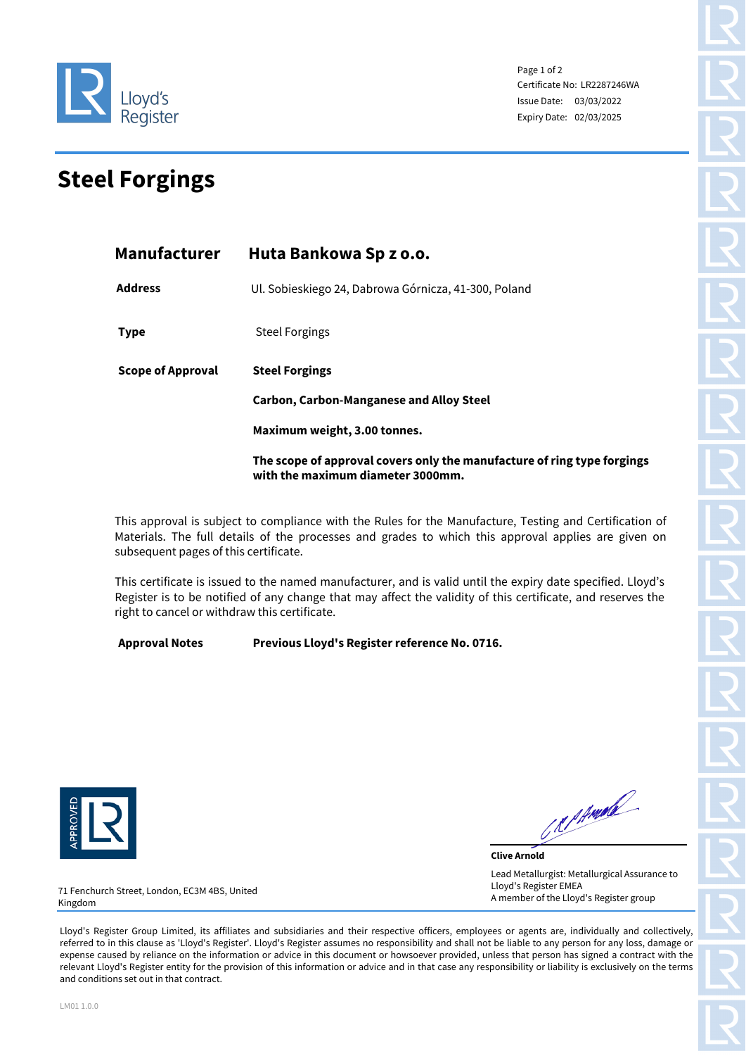Lloyd's Register

Certificate No: LR2287246WA
Issue Date: 03/03/2022
Expiry Date: 02/03/2025

# Steel Forgings

| | |
|---|---|
| **Manufacturer** | **Huta Bankowa Sp z o.o.** |
| **Address** | Ul. Sobieskiego 24, Dabrowa Górnicza, 41-300, Poland |
| **Type** | Steel Forgings |
| **Scope of Approval** | **Steel Forgings** |
| | **Carbon, Carbon-Manganese and Alloy Steel** |
| | **Maximum weight, 3.00 tonnes.** |
| | **The scope of approval covers only the manufacture of ring type forgings with the maximum diameter 3000mm.** |

This approval is subject to compliance with the Rules for the Manufacture, Testing and Certification of Materials. The full details of the processes and grades to which this approval applies are given on subsequent pages of this certificate.

This certificate is issued to the named manufacturer, and is valid until the expiry date specified. Lloyd's Register is to be notified of any change that may affect the validity of this certificate, and reserves the right to cancel or withdraw this certificate.

**Approval Notes** **Previous Lloyd's Register reference No. 0716.**

APPROVED LR

**Clive Arnold**
Lead Metallurgist: Metallurgical Assurance to Lloyd's Register EMEA
A member of the Lloyd's Register group

71 Fenchurch Street, London, EC3M 4BS, United Kingdom

Lloyd's Register Group Limited, its affiliates and subsidiaries and their respective officers, employees or agents are, individually and collectively, referred to in this clause as 'Lloyd's Register'. Lloyd's Register assumes no responsibility and shall not be liable to any person for any loss, damage or expense caused by reliance on the information or advice in this document or howsoever provided, unless that person has signed a contract with the relevant Lloyd's Register entity for the provision of this information or advice and in that case any responsibility or liability is exclusively on the terms and conditions set out in that contract.

LM01 1.0.0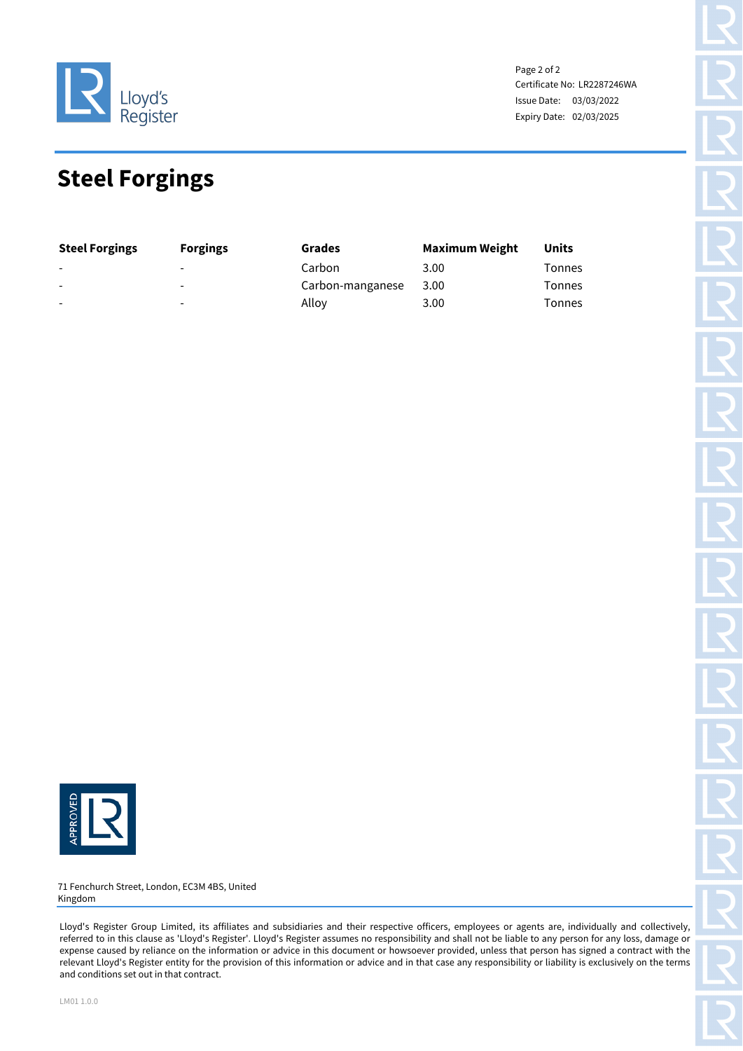Certificate No: LR2287246WA
Issue Date: 03/03/2022
Expiry Date: 02/03/2025

# Steel Forgings

| Steel Forgings | Forgings | Grades | Maximum Weight | Units |
|---|---|---|---|---|
| - | - | Carbon | 3.00 | Tonnes |
| - | - | Carbon-manganese | 3.00 | Tonnes |
| - | - | Alloy | 3.00 | Tonnes |

71 Fenchurch Street, London, EC3M 4BS, United Kingdom

Lloyd's Register Group Limited, its affiliates and subsidiaries and their respective officers, employees or agents are, individually and collectively, referred to in this clause as 'Lloyd's Register'. Lloyd's Register assumes no responsibility and shall not be liable to any person for any loss, damage or expense caused by reliance on the information or advice in this document or howsoever provided, unless that person has signed a contract with the relevant Lloyd's Register entity for the provision of this information or advice and in that case any responsibility or liability is exclusively on the terms and conditions set out in that contract.

LM01 1.0.0